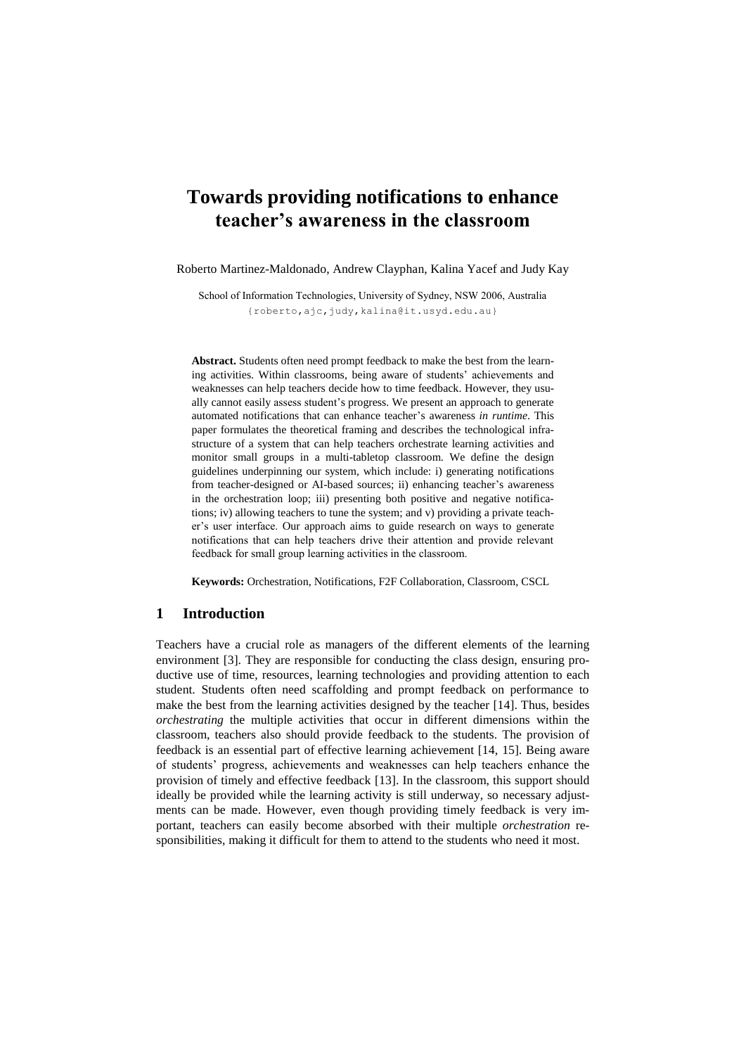# Towards providing notifications to enhance teacher's awareness in the classroom

Roberto Martinez-Maldonado, Andrew Clayphan, Kalina Yacef and Judy Kay

School of Information Technologies, University of Sydney, NSW 2006, Australia
{roberto,ajc,judy,kalina@it.usyd.edu.au}

**Abstract.** Students often need prompt feedback to make the best from the learning activities. Within classrooms, being aware of students' achievements and weaknesses can help teachers decide how to time feedback. However, they usually cannot easily assess student's progress. We present an approach to generate automated notifications that can enhance teacher's awareness *in runtime*. This paper formulates the theoretical framing and describes the technological infrastructure of a system that can help teachers orchestrate learning activities and monitor small groups in a multi-tabletop classroom. We define the design guidelines underpinning our system, which include: i) generating notifications from teacher-designed or AI-based sources; ii) enhancing teacher's awareness in the orchestration loop; iii) presenting both positive and negative notifications; iv) allowing teachers to tune the system; and v) providing a private teacher's user interface. Our approach aims to guide research on ways to generate notifications that can help teachers drive their attention and provide relevant feedback for small group learning activities in the classroom.

**Keywords:** Orchestration, Notifications, F2F Collaboration, Classroom, CSCL

## 1 Introduction

Teachers have a crucial role as managers of the different elements of the learning environment [3]. They are responsible for conducting the class design, ensuring productive use of time, resources, learning technologies and providing attention to each student. Students often need scaffolding and prompt feedback on performance to make the best from the learning activities designed by the teacher [14]. Thus, besides *orchestrating* the multiple activities that occur in different dimensions within the classroom, teachers also should provide feedback to the students. The provision of feedback is an essential part of effective learning achievement [14, 15]. Being aware of students' progress, achievements and weaknesses can help teachers enhance the provision of timely and effective feedback [13]. In the classroom, this support should ideally be provided while the learning activity is still underway, so necessary adjustments can be made. However, even though providing timely feedback is very important, teachers can easily become absorbed with their multiple *orchestration* responsibilities, making it difficult for them to attend to the students who need it most.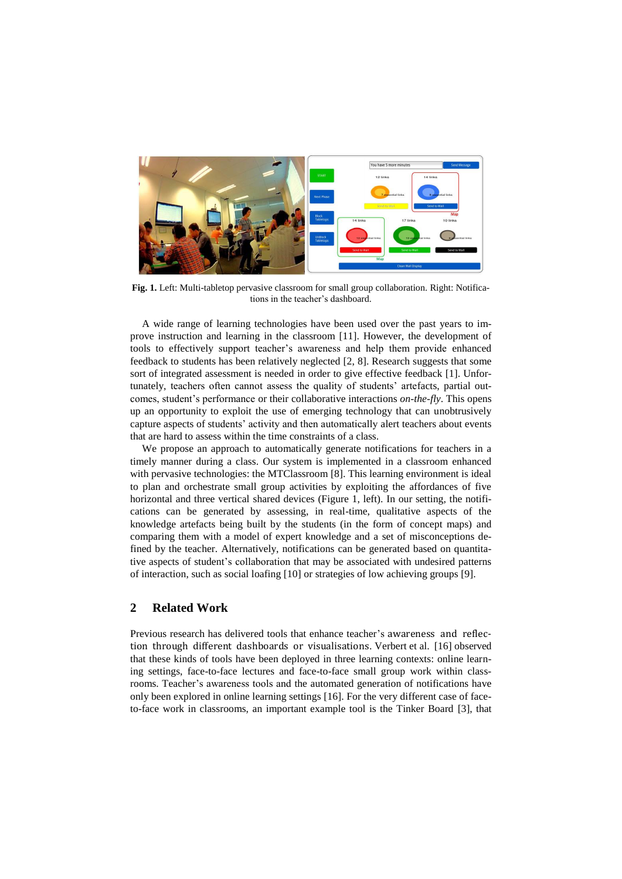**Fig. 1.** Left: Multi-tabletop pervasive classroom for small group collaboration. Right: Notifications in the teacher's dashboard.

A wide range of learning technologies have been used over the past years to improve instruction and learning in the classroom [11]. However, the development of tools to effectively support teacher's awareness and help them provide enhanced feedback to students has been relatively neglected [2, 8]. Research suggests that some sort of integrated assessment is needed in order to give effective feedback [1]. Unfortunately, teachers often cannot assess the quality of students' artefacts, partial outcomes, student's performance or their collaborative interactions *on-the-fly*. This opens up an opportunity to exploit the use of emerging technology that can unobtrusively capture aspects of students' activity and then automatically alert teachers about events that are hard to assess within the time constraints of a class.

We propose an approach to automatically generate notifications for teachers in a timely manner during a class. Our system is implemented in a classroom enhanced with pervasive technologies: the MTClassroom [8]. This learning environment is ideal to plan and orchestrate small group activities by exploiting the affordances of five horizontal and three vertical shared devices (Figure 1, left). In our setting, the notifications can be generated by assessing, in real-time, qualitative aspects of the knowledge artefacts being built by the students (in the form of concept maps) and comparing them with a model of expert knowledge and a set of misconceptions defined by the teacher. Alternatively, notifications can be generated based on quantitative aspects of student's collaboration that may be associated with undesired patterns of interaction, such as social loafing [10] or strategies of low achieving groups [9].

## 2 Related Work

Previous research has delivered tools that enhance teacher's awareness and reflection through different dashboards or visualisations. Verbert et al. [16] observed that these kinds of tools have been deployed in three learning contexts: online learning settings, face-to-face lectures and face-to-face small group work within classrooms. Teacher's awareness tools and the automated generation of notifications have only been explored in online learning settings [16]. For the very different case of face-to-face work in classrooms, an important example tool is the Tinker Board [3], that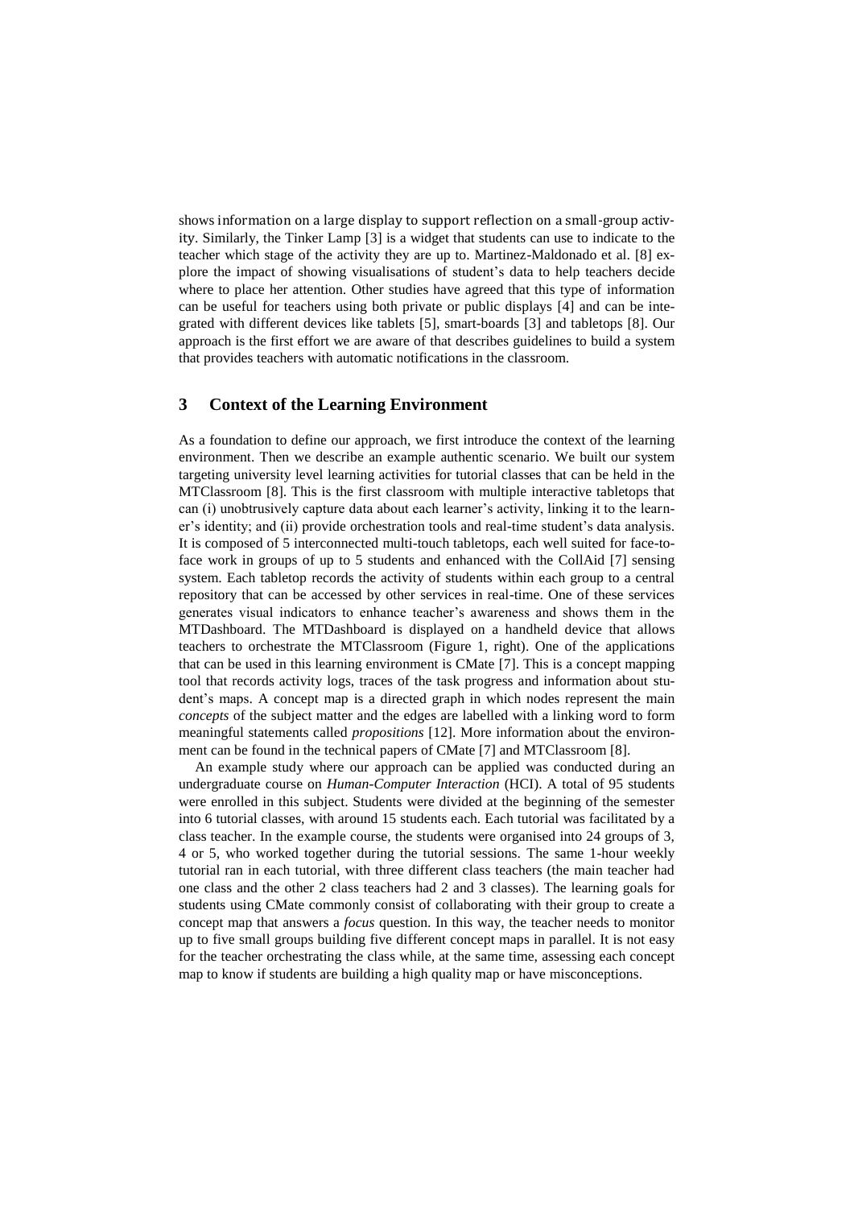shows information on a large display to support reflection on a small-group activity. Similarly, the Tinker Lamp [3] is a widget that students can use to indicate to the teacher which stage of the activity they are up to. Martinez-Maldonado et al. [8] explore the impact of showing visualisations of student's data to help teachers decide where to place her attention. Other studies have agreed that this type of information can be useful for teachers using both private or public displays [4] and can be integrated with different devices like tablets [5], smart-boards [3] and tabletops [8]. Our approach is the first effort we are aware of that describes guidelines to build a system that provides teachers with automatic notifications in the classroom.

## 3 Context of the Learning Environment

As a foundation to define our approach, we first introduce the context of the learning environment. Then we describe an example authentic scenario. We built our system targeting university level learning activities for tutorial classes that can be held in the MTClassroom [8]. This is the first classroom with multiple interactive tabletops that can (i) unobtrusively capture data about each learner's activity, linking it to the learner's identity; and (ii) provide orchestration tools and real-time student's data analysis. It is composed of 5 interconnected multi-touch tabletops, each well suited for face-to-face work in groups of up to 5 students and enhanced with the CollAid [7] sensing system. Each tabletop records the activity of students within each group to a central repository that can be accessed by other services in real-time. One of these services generates visual indicators to enhance teacher's awareness and shows them in the MTDashboard. The MTDashboard is displayed on a handheld device that allows teachers to orchestrate the MTClassroom (Figure 1, right). One of the applications that can be used in this learning environment is CMate [7]. This is a concept mapping tool that records activity logs, traces of the task progress and information about student's maps. A concept map is a directed graph in which nodes represent the main *concepts* of the subject matter and the edges are labelled with a linking word to form meaningful statements called *propositions* [12]. More information about the environment can be found in the technical papers of CMate [7] and MTClassroom [8].

An example study where our approach can be applied was conducted during an undergraduate course on *Human-Computer Interaction* (HCI). A total of 95 students were enrolled in this subject. Students were divided at the beginning of the semester into 6 tutorial classes, with around 15 students each. Each tutorial was facilitated by a class teacher. In the example course, the students were organised into 24 groups of 3, 4 or 5, who worked together during the tutorial sessions. The same 1-hour weekly tutorial ran in each tutorial, with three different class teachers (the main teacher had one class and the other 2 class teachers had 2 and 3 classes). The learning goals for students using CMate commonly consist of collaborating with their group to create a concept map that answers a *focus* question. In this way, the teacher needs to monitor up to five small groups building five different concept maps in parallel. It is not easy for the teacher orchestrating the class while, at the same time, assessing each concept map to know if students are building a high quality map or have misconceptions.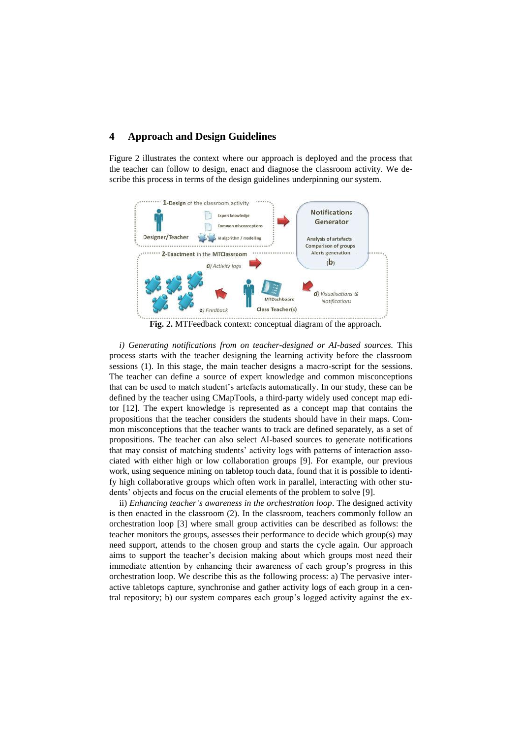## 4 Approach and Design Guidelines

Figure 2 illustrates the context where our approach is deployed and the process that the teacher can follow to design, enact and diagnose the classroom activity. We describe this process in terms of the design guidelines underpinning our system.

**Fig.** 2**.** MTFeedback context: conceptual diagram of the approach.

*i) Generating notifications from on teacher-designed or AI-based sources.* This process starts with the teacher designing the learning activity before the classroom sessions (1). In this stage, the main teacher designs a macro-script for the sessions. The teacher can define a source of expert knowledge and common misconceptions that can be used to match student's artefacts automatically. In our study, these can be defined by the teacher using CMapTools, a third-party widely used concept map editor [12]. The expert knowledge is represented as a concept map that contains the propositions that the teacher considers the students should have in their maps. Common misconceptions that the teacher wants to track are defined separately, as a set of propositions. The teacher can also select AI-based sources to generate notifications that may consist of matching students' activity logs with patterns of interaction associated with either high or low collaboration groups [9]. For example, our previous work, using sequence mining on tabletop touch data, found that it is possible to identify high collaborative groups which often work in parallel, interacting with other students' objects and focus on the crucial elements of the problem to solve [9].

ii) *Enhancing teacher's awareness in the orchestration loop*. The designed activity is then enacted in the classroom (2). In the classroom, teachers commonly follow an orchestration loop [3] where small group activities can be described as follows: the teacher monitors the groups, assesses their performance to decide which group(s) may need support, attends to the chosen group and starts the cycle again. Our approach aims to support the teacher's decision making about which groups most need their immediate attention by enhancing their awareness of each group's progress in this orchestration loop. We describe this as the following process: a) The pervasive interactive tabletops capture, synchronise and gather activity logs of each group in a central repository; b) our system compares each group's logged activity against the ex-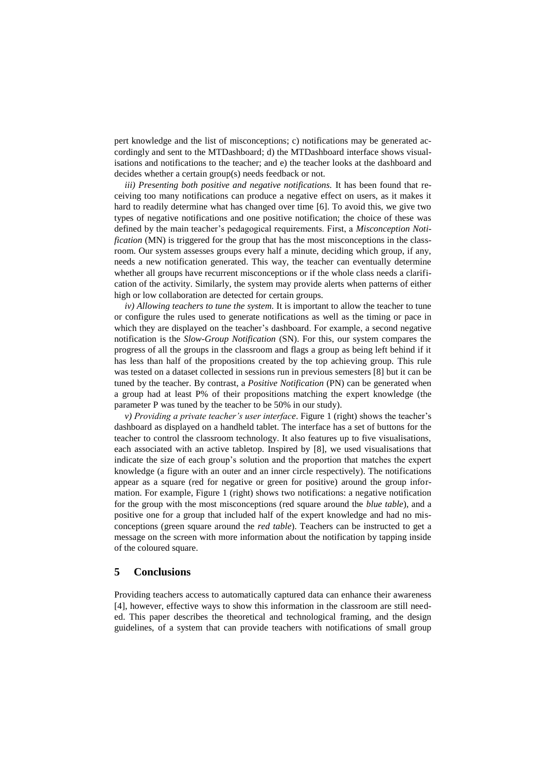pert knowledge and the list of misconceptions; c) notifications may be generated accordingly and sent to the MTDashboard; d) the MTDashboard interface shows visualisations and notifications to the teacher; and e) the teacher looks at the dashboard and decides whether a certain group(s) needs feedback or not.

*iii) Presenting both positive and negative notifications.* It has been found that receiving too many notifications can produce a negative effect on users, as it makes it hard to readily determine what has changed over time [6]. To avoid this, we give two types of negative notifications and one positive notification; the choice of these was defined by the main teacher's pedagogical requirements. First, a *Misconception Notification* (MN) is triggered for the group that has the most misconceptions in the classroom. Our system assesses groups every half a minute, deciding which group, if any, needs a new notification generated. This way, the teacher can eventually determine whether all groups have recurrent misconceptions or if the whole class needs a clarification of the activity. Similarly, the system may provide alerts when patterns of either high or low collaboration are detected for certain groups.

*iv) Allowing teachers to tune the system.* It is important to allow the teacher to tune or configure the rules used to generate notifications as well as the timing or pace in which they are displayed on the teacher's dashboard. For example, a second negative notification is the *Slow-Group Notification* (SN). For this, our system compares the progress of all the groups in the classroom and flags a group as being left behind if it has less than half of the propositions created by the top achieving group. This rule was tested on a dataset collected in sessions run in previous semesters [8] but it can be tuned by the teacher. By contrast, a *Positive Notification* (PN) can be generated when a group had at least P% of their propositions matching the expert knowledge (the parameter P was tuned by the teacher to be 50% in our study).

*v) Providing a private teacher's user interface*. Figure 1 (right) shows the teacher's dashboard as displayed on a handheld tablet. The interface has a set of buttons for the teacher to control the classroom technology. It also features up to five visualisations, each associated with an active tabletop. Inspired by [8], we used visualisations that indicate the size of each group's solution and the proportion that matches the expert knowledge (a figure with an outer and an inner circle respectively). The notifications appear as a square (red for negative or green for positive) around the group information. For example, Figure 1 (right) shows two notifications: a negative notification for the group with the most misconceptions (red square around the *blue table*), and a positive one for a group that included half of the expert knowledge and had no misconceptions (green square around the *red table*). Teachers can be instructed to get a message on the screen with more information about the notification by tapping inside of the coloured square.

## 5 Conclusions

Providing teachers access to automatically captured data can enhance their awareness [4], however, effective ways to show this information in the classroom are still needed. This paper describes the theoretical and technological framing, and the design guidelines, of a system that can provide teachers with notifications of small group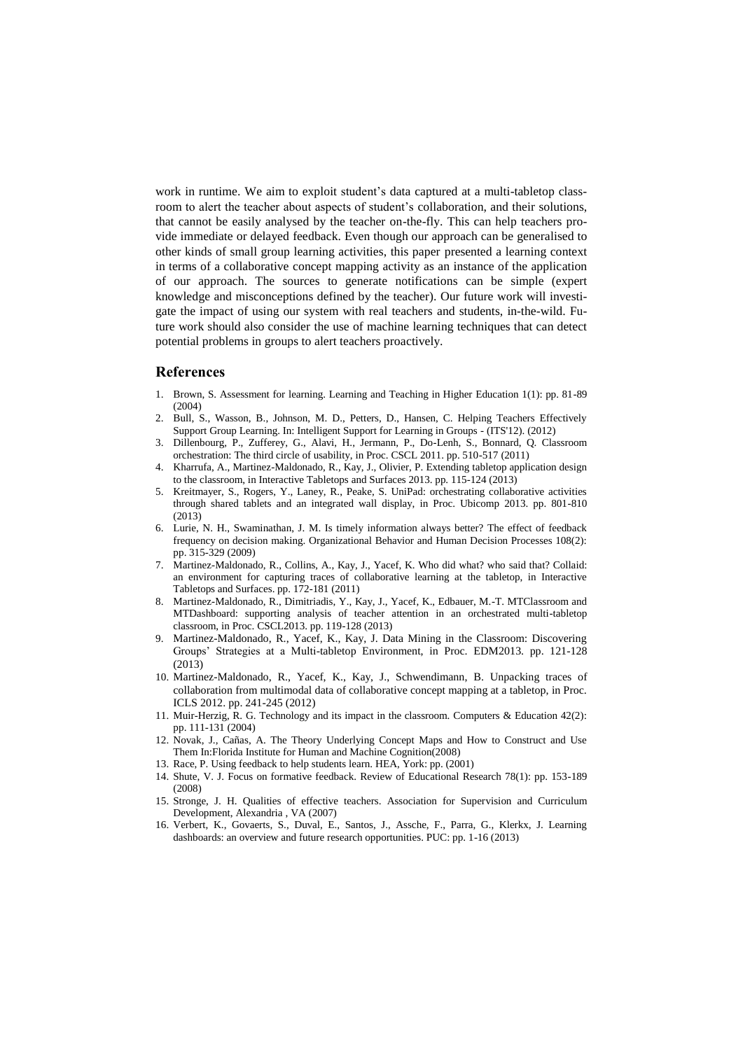work in runtime. We aim to exploit student's data captured at a multi-tabletop classroom to alert the teacher about aspects of student's collaboration, and their solutions, that cannot be easily analysed by the teacher on-the-fly. This can help teachers provide immediate or delayed feedback. Even though our approach can be generalised to other kinds of small group learning activities, this paper presented a learning context in terms of a collaborative concept mapping activity as an instance of the application of our approach. The sources to generate notifications can be simple (expert knowledge and misconceptions defined by the teacher). Our future work will investigate the impact of using our system with real teachers and students, in-the-wild. Future work should also consider the use of machine learning techniques that can detect potential problems in groups to alert teachers proactively.

## References

1. Brown, S. Assessment for learning. Learning and Teaching in Higher Education 1(1): pp. 81-89 (2004)
2. Bull, S., Wasson, B., Johnson, M. D., Petters, D., Hansen, C. Helping Teachers Effectively Support Group Learning. In: Intelligent Support for Learning in Groups - (ITS'12). (2012)
3. Dillenbourg, P., Zufferey, G., Alavi, H., Jermann, P., Do-Lenh, S., Bonnard, Q. Classroom orchestration: The third circle of usability, in Proc. CSCL 2011. pp. 510-517 (2011)
4. Kharrufa, A., Martinez-Maldonado, R., Kay, J., Olivier, P. Extending tabletop application design to the classroom, in Interactive Tabletops and Surfaces 2013. pp. 115-124 (2013)
5. Kreitmayer, S., Rogers, Y., Laney, R., Peake, S. UniPad: orchestrating collaborative activities through shared tablets and an integrated wall display, in Proc. Ubicomp 2013. pp. 801-810 (2013)
6. Lurie, N. H., Swaminathan, J. M. Is timely information always better? The effect of feedback frequency on decision making. Organizational Behavior and Human Decision Processes 108(2): pp. 315-329 (2009)
7. Martinez-Maldonado, R., Collins, A., Kay, J., Yacef, K. Who did what? who said that? Collaid: an environment for capturing traces of collaborative learning at the tabletop, in Interactive Tabletops and Surfaces. pp. 172-181 (2011)
8. Martinez-Maldonado, R., Dimitriadis, Y., Kay, J., Yacef, K., Edbauer, M.-T. MTClassroom and MTDashboard: supporting analysis of teacher attention in an orchestrated multi-tabletop classroom, in Proc. CSCL2013. pp. 119-128 (2013)
9. Martinez-Maldonado, R., Yacef, K., Kay, J. Data Mining in the Classroom: Discovering Groups' Strategies at a Multi-tabletop Environment, in Proc. EDM2013. pp. 121-128 (2013)
10. Martinez-Maldonado, R., Yacef, K., Kay, J., Schwendimann, B. Unpacking traces of collaboration from multimodal data of collaborative concept mapping at a tabletop, in Proc. ICLS 2012. pp. 241-245 (2012)
11. Muir-Herzig, R. G. Technology and its impact in the classroom. Computers & Education 42(2): pp. 111-131 (2004)
12. Novak, J., Cañas, A. The Theory Underlying Concept Maps and How to Construct and Use Them In:Florida Institute for Human and Machine Cognition(2008)
13. Race, P. Using feedback to help students learn. HEA, York: pp. (2001)
14. Shute, V. J. Focus on formative feedback. Review of Educational Research 78(1): pp. 153-189 (2008)
15. Stronge, J. H. Qualities of effective teachers. Association for Supervision and Curriculum Development, Alexandria , VA (2007)
16. Verbert, K., Govaerts, S., Duval, E., Santos, J., Assche, F., Parra, G., Klerkx, J. Learning dashboards: an overview and future research opportunities. PUC: pp. 1-16 (2013)